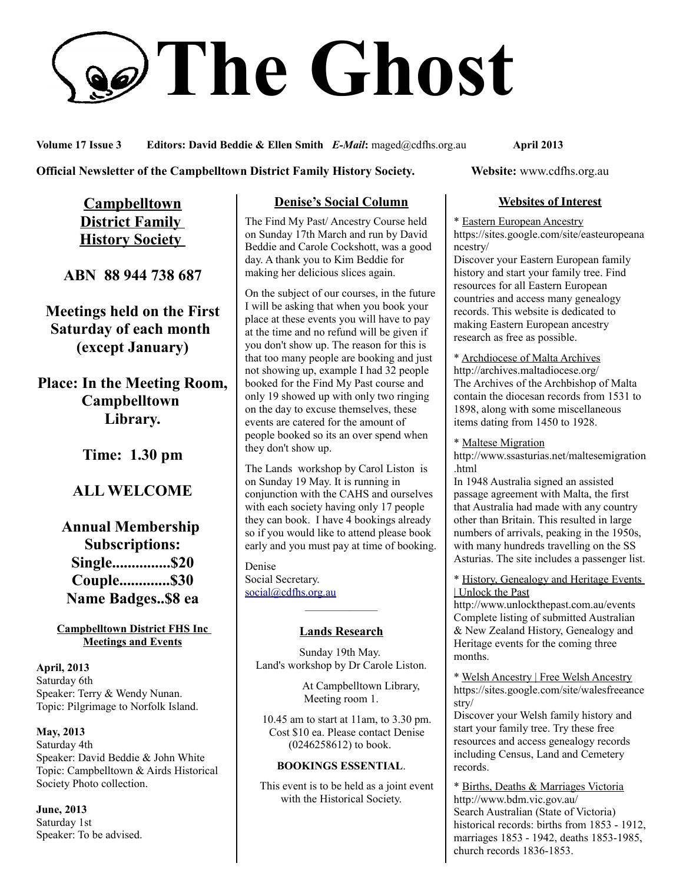# The Ghost

**Volume 17 Issue 3** **Editors: David Beddie & Ellen Smith** ***E-Mail*****:** maged@cdfhs.org.au **April 2013**

**Official Newsletter of the Campbelltown District Family History Society.** **Website:** www.cdfhs.org.au

## Campbelltown District Family History Society

**ABN 88 944 738 687**

**Meetings held on the First Saturday of each month (except January)**

**Place: In the Meeting Room, Campbelltown Library.**

**Time: 1.30 pm**

**ALL WELCOME**

**Annual Membership Subscriptions:**
**Single...............$20**
**Couple.............$30**
**Name Badges..$8 ea**

### Campbelltown District FHS Inc Meetings and Events

**April, 2013**
Saturday 6th
Speaker: Terry & Wendy Nunan.
Topic: Pilgrimage to Norfolk Island.

**May, 2013**
Saturday 4th
Speaker: David Beddie & John White
Topic: Campbelltown & Airds Historical Society Photo collection.

**June, 2013**
Saturday 1st
Speaker: To be advised.

## Denise's Social Column

The Find My Past/ Ancestry Course held on Sunday 17th March and run by David Beddie and Carole Cockshott, was a good day. A thank you to Kim Beddie for making her delicious slices again.

On the subject of our courses, in the future I will be asking that when you book your place at these events you will have to pay at the time and no refund will be given if you don't show up. The reason for this is that too many people are booking and just not showing up, example I had 32 people booked for the Find My Past course and only 19 showed up with only two ringing on the day to excuse themselves, these events are catered for the amount of people booked so its an over spend when they don't show up.

The Lands workshop by Carol Liston is on Sunday 19 May. It is running in conjunction with the CAHS and ourselves with each society having only 17 people they can book. I have 4 bookings already so if you would like to attend please book early and you must pay at time of booking.

Denise
Social Secretary.
social@cdfhs.org.au

---

## Lands Research

Sunday 19th May.
Land's workshop by Dr Carole Liston.

At Campbelltown Library,
Meeting room 1.

10.45 am to start at 11am, to 3.30 pm.
Cost $10 ea. Please contact Denise (0246258612) to book.

**BOOKINGS ESSENTIAL**.

This event is to be held as a joint event with the Historical Society.

## Websites of Interest

* Eastern European Ancestry
https://sites.google.com/site/easteuropeanancestry/
Discover your Eastern European family history and start your family tree. Find resources for all Eastern European countries and access many genealogy records. This website is dedicated to making Eastern European ancestry research as free as possible.

* Archdiocese of Malta Archives
http://archives.maltadiocese.org/
The Archives of the Archbishop of Malta contain the diocesan records from 1531 to 1898, along with some miscellaneous items dating from 1450 to 1928.

* Maltese Migration
http://www.ssasturias.net/maltesemigration.html
In 1948 Australia signed an assisted passage agreement with Malta, the first that Australia had made with any country other than Britain. This resulted in large numbers of arrivals, peaking in the 1950s, with many hundreds travelling on the SS Asturias. The site includes a passenger list.

* History, Genealogy and Heritage Events | Unlock the Past
http://www.unlockthepast.com.au/events
Complete listing of submitted Australian & New Zealand History, Genealogy and Heritage events for the coming three months.

* Welsh Ancestry | Free Welsh Ancestry
https://sites.google.com/site/walesfreeancestry/
Discover your Welsh family history and start your family tree. Try these free resources and access genealogy records including Census, Land and Cemetery records.

* Births, Deaths & Marriages Victoria
http://www.bdm.vic.gov.au/
Search Australian (State of Victoria) historical records: births from 1853 - 1912, marriages 1853 - 1942, deaths 1853-1985, church records 1836-1853.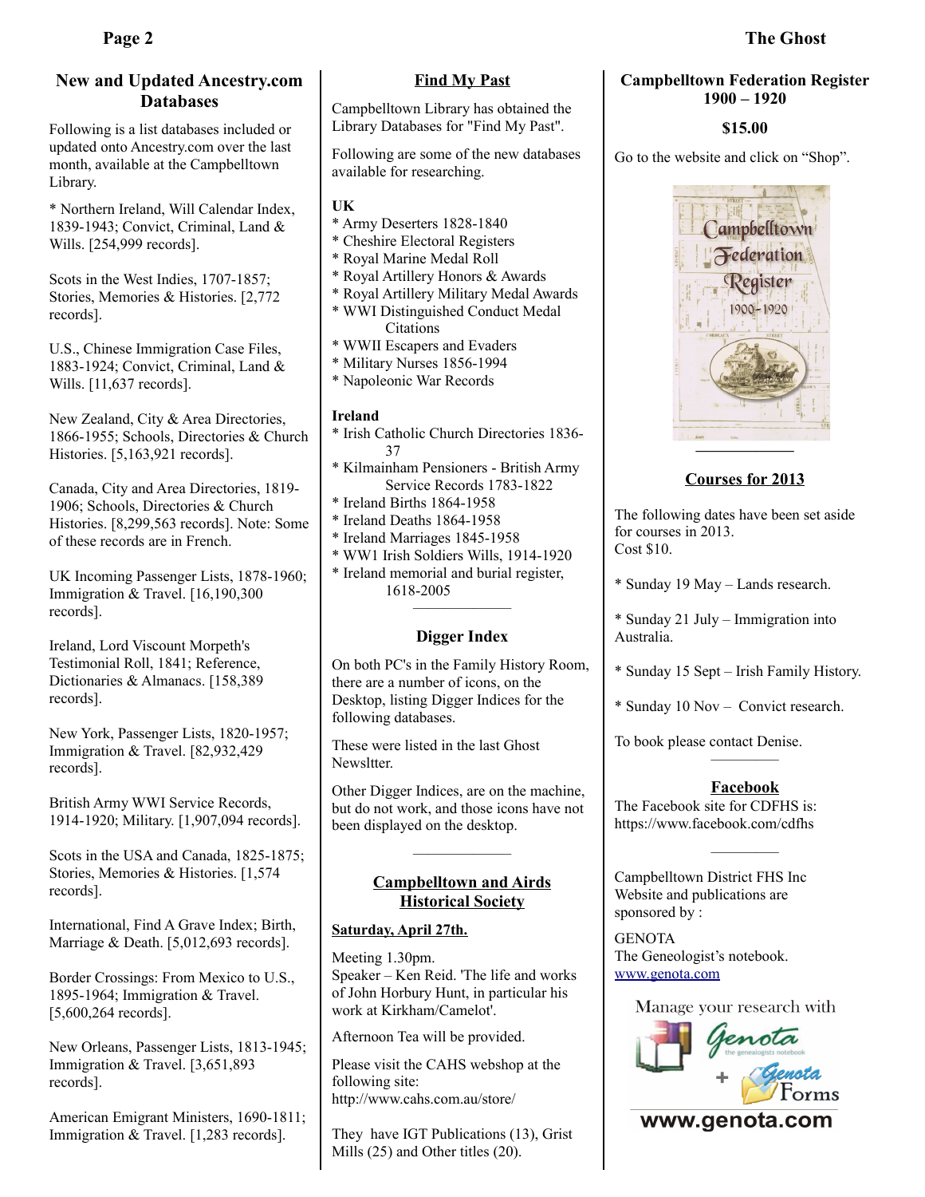## New and Updated Ancestry.com Databases

Following is a list databases included or updated onto Ancestry.com over the last month, available at the Campbelltown Library.

* Northern Ireland, Will Calendar Index, 1839-1943; Convict, Criminal, Land & Wills. [254,999 records].

Scots in the West Indies, 1707-1857; Stories, Memories & Histories. [2,772 records].

U.S., Chinese Immigration Case Files, 1883-1924; Convict, Criminal, Land & Wills. [11,637 records].

New Zealand, City & Area Directories, 1866-1955; Schools, Directories & Church Histories. [5,163,921 records].

Canada, City and Area Directories, 1819-1906; Schools, Directories & Church Histories. [8,299,563 records]. Note: Some of these records are in French.

UK Incoming Passenger Lists, 1878-1960; Immigration & Travel. [16,190,300 records].

Ireland, Lord Viscount Morpeth's Testimonial Roll, 1841; Reference, Dictionaries & Almanacs. [158,389 records].

New York, Passenger Lists, 1820-1957; Immigration & Travel. [82,932,429 records].

British Army WWI Service Records, 1914-1920; Military. [1,907,094 records].

Scots in the USA and Canada, 1825-1875; Stories, Memories & Histories. [1,574 records].

International, Find A Grave Index; Birth, Marriage & Death. [5,012,693 records].

Border Crossings: From Mexico to U.S., 1895-1964; Immigration & Travel. [5,600,264 records].

New Orleans, Passenger Lists, 1813-1945; Immigration & Travel. [3,651,893 records].

American Emigrant Ministers, 1690-1811; Immigration & Travel. [1,283 records].

## Find My Past

Campbelltown Library has obtained the Library Databases for "Find My Past".

Following are some of the new databases available for researching.

**UK**

* Army Deserters 1828-1840
* Cheshire Electoral Registers
* Royal Marine Medal Roll
* Royal Artillery Honors & Awards
* Royal Artillery Military Medal Awards
* WWI Distinguished Conduct Medal Citations
* WWII Escapers and Evaders
* Military Nurses 1856-1994
* Napoleonic War Records

**Ireland**

* Irish Catholic Church Directories 1836-37
* Kilmainham Pensioners - British Army Service Records 1783-1822
* Ireland Births 1864-1958
* Ireland Deaths 1864-1958
* Ireland Marriages 1845-1958
* WW1 Irish Soldiers Wills, 1914-1920
* Ireland memorial and burial register, 1618-2005

## Digger Index

On both PC's in the Family History Room, there are a number of icons, on the Desktop, listing Digger Indices for the following databases.

These were listed in the last Ghost Newsltter.

Other Digger Indices, are on the machine, but do not work, and those icons have not been displayed on the desktop.

## Campbelltown and Airds Historical Society

**Saturday, April 27th.**

Meeting 1.30pm.
Speaker – Ken Reid. 'The life and works of John Horbury Hunt, in particular his work at Kirkham/Camelot'.

Afternoon Tea will be provided.

Please visit the CAHS webshop at the following site:
http://www.cahs.com.au/store/

They have IGT Publications (13), Grist Mills (25) and Other titles (20).

## Campbelltown Federation Register 1900 – 1920

**$15.00**

Go to the website and click on "Shop".

Campbelltown Federation Register 1900-1920

## Courses for 2013

The following dates have been set aside for courses in 2013.
Cost $10.

* Sunday 19 May – Lands research.

* Sunday 21 July – Immigration into Australia.

* Sunday 15 Sept – Irish Family History.

* Sunday 10 Nov – Convict research.

To book please contact Denise.

## Facebook

The Facebook site for CDFHS is:
https://www.facebook.com/cdfhs

Campbelltown District FHS Inc Website and publications are sponsored by :

GENOTA
The Geneologist's notebook.
www.genota.com

Manage your research with Genota the genealogists notebook + Genota Forms

www.genota.com